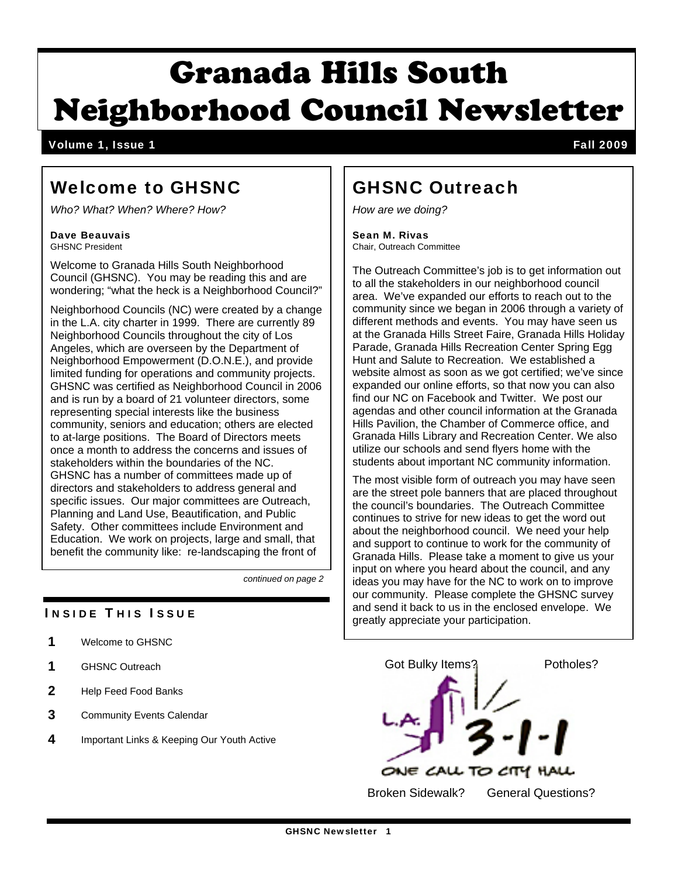# Granada Hills South Neighborhood Council Newsletter

**Volume 1, Issue 1** **Fall 2009**

## Welcome to GHSNC

*Who? What? When? Where? How?*

**Dave Beauvais**
GHSNC President

Welcome to Granada Hills South Neighborhood Council (GHSNC). You may be reading this and are wondering; "what the heck is a Neighborhood Council?"

Neighborhood Councils (NC) were created by a change in the L.A. city charter in 1999. There are currently 89 Neighborhood Councils throughout the city of Los Angeles, which are overseen by the Department of Neighborhood Empowerment (D.O.N.E.), and provide limited funding for operations and community projects. GHSNC was certified as Neighborhood Council in 2006 and is run by a board of 21 volunteer directors, some representing special interests like the business community, seniors and education; others are elected to at-large positions. The Board of Directors meets once a month to address the concerns and issues of stakeholders within the boundaries of the NC. GHSNC has a number of committees made up of directors and stakeholders to address general and specific issues. Our major committees are Outreach, Planning and Land Use, Beautification, and Public Safety. Other committees include Environment and Education. We work on projects, large and small, that benefit the community like: re-landscaping the front of

*continued on page 2*

### Inside This Issue

- **1** Welcome to GHSNC
- **1** GHSNC Outreach
- **2** Help Feed Food Banks
- **3** Community Events Calendar
- **4** Important Links & Keeping Our Youth Active

## GHSNC Outreach

*How are we doing?*

**Sean M. Rivas**
Chair, Outreach Committee

The Outreach Committee's job is to get information out to all the stakeholders in our neighborhood council area. We've expanded our efforts to reach out to the community since we began in 2006 through a variety of different methods and events. You may have seen us at the Granada Hills Street Faire, Granada Hills Holiday Parade, Granada Hills Recreation Center Spring Egg Hunt and Salute to Recreation. We established a website almost as soon as we got certified; we've since expanded our online efforts, so that now you can also find our NC on Facebook and Twitter. We post our agendas and other council information at the Granada Hills Pavilion, the Chamber of Commerce office, and Granada Hills Library and Recreation Center. We also utilize our schools and send flyers home with the students about important NC community information.

The most visible form of outreach you may have seen are the street pole banners that are placed throughout the council's boundaries. The Outreach Committee continues to strive for new ideas to get the word out about the neighborhood council. We need your help and support to continue to work for the community of Granada Hills. Please take a moment to give us your input on where you heard about the council, and any ideas you may have for the NC to work on to improve our community. Please complete the GHSNC survey and send it back to us in the enclosed envelope. We greatly appreciate your participation.

Got Bulky Items? Potholes?

L.A. 3-1-1
ONE CALL TO CITY HALL

Broken Sidewalk? General Questions?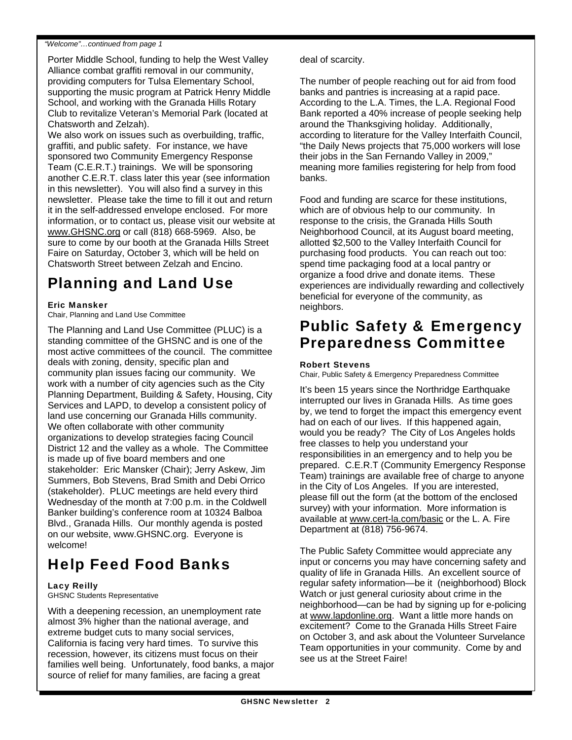*"Welcome"…continued from page 1*

Porter Middle School, funding to help the West Valley Alliance combat graffiti removal in our community, providing computers for Tulsa Elementary School, supporting the music program at Patrick Henry Middle School, and working with the Granada Hills Rotary Club to revitalize Veteran's Memorial Park (located at Chatsworth and Zelzah).

We also work on issues such as overbuilding, traffic, graffiti, and public safety. For instance, we have sponsored two Community Emergency Response Team (C.E.R.T.) trainings. We will be sponsoring another C.E.R.T. class later this year (see information in this newsletter). You will also find a survey in this newsletter. Please take the time to fill it out and return it in the self-addressed envelope enclosed. For more information, or to contact us, please visit our website at www.GHSNC.org or call (818) 668-5969. Also, be sure to come by our booth at the Granada Hills Street Faire on Saturday, October 3, which will be held on Chatsworth Street between Zelzah and Encino.

# Planning and Land Use

**Eric Mansker**
Chair, Planning and Land Use Committee

The Planning and Land Use Committee (PLUC) is a standing committee of the GHSNC and is one of the most active committees of the council. The committee deals with zoning, density, specific plan and community plan issues facing our community. We work with a number of city agencies such as the City Planning Department, Building & Safety, Housing, City Services and LAPD, to develop a consistent policy of land use concerning our Granada Hills community. We often collaborate with other community organizations to develop strategies facing Council District 12 and the valley as a whole. The Committee is made up of five board members and one stakeholder: Eric Mansker (Chair); Jerry Askew, Jim Summers, Bob Stevens, Brad Smith and Debi Orrico (stakeholder). PLUC meetings are held every third Wednesday of the month at 7:00 p.m. in the Coldwell Banker building's conference room at 10324 Balboa Blvd., Granada Hills. Our monthly agenda is posted on our website, www.GHSNC.org. Everyone is welcome!

# Help Feed Food Banks

**Lacy Reilly**
GHSNC Students Representative

With a deepening recession, an unemployment rate almost 3% higher than the national average, and extreme budget cuts to many social services, California is facing very hard times. To survive this recession, however, its citizens must focus on their families well being. Unfortunately, food banks, a major source of relief for many families, are facing a great deal of scarcity.

The number of people reaching out for aid from food banks and pantries is increasing at a rapid pace. According to the L.A. Times, the L.A. Regional Food Bank reported a 40% increase of people seeking help around the Thanksgiving holiday. Additionally, according to literature for the Valley Interfaith Council, "the Daily News projects that 75,000 workers will lose their jobs in the San Fernando Valley in 2009," meaning more families registering for help from food banks.

Food and funding are scarce for these institutions, which are of obvious help to our community. In response to the crisis, the Granada Hills South Neighborhood Council, at its August board meeting, allotted $2,500 to the Valley Interfaith Council for purchasing food products. You can reach out too: spend time packaging food at a local pantry or organize a food drive and donate items. These experiences are individually rewarding and collectively beneficial for everyone of the community, as neighbors.

# Public Safety & Emergency Preparedness Committee

**Robert Stevens**
Chair, Public Safety & Emergency Preparedness Committee

It's been 15 years since the Northridge Earthquake interrupted our lives in Granada Hills. As time goes by, we tend to forget the impact this emergency event had on each of our lives. If this happened again, would you be ready? The City of Los Angeles holds free classes to help you understand your responsibilities in an emergency and to help you be prepared. C.E.R.T (Community Emergency Response Team) trainings are available free of charge to anyone in the City of Los Angeles. If you are interested, please fill out the form (at the bottom of the enclosed survey) with your information. More information is available at www.cert-la.com/basic or the L. A. Fire Department at (818) 756-9674.

The Public Safety Committee would appreciate any input or concerns you may have concerning safety and quality of life in Granada Hills. An excellent source of regular safety information—be it (neighborhood) Block Watch or just general curiosity about crime in the neighborhood—can be had by signing up for e-policing at www.lapdonline.org. Want a little more hands on excitement? Come to the Granada Hills Street Faire on October 3, and ask about the Volunteer Survelance Team opportunities in your community. Come by and see us at the Street Faire!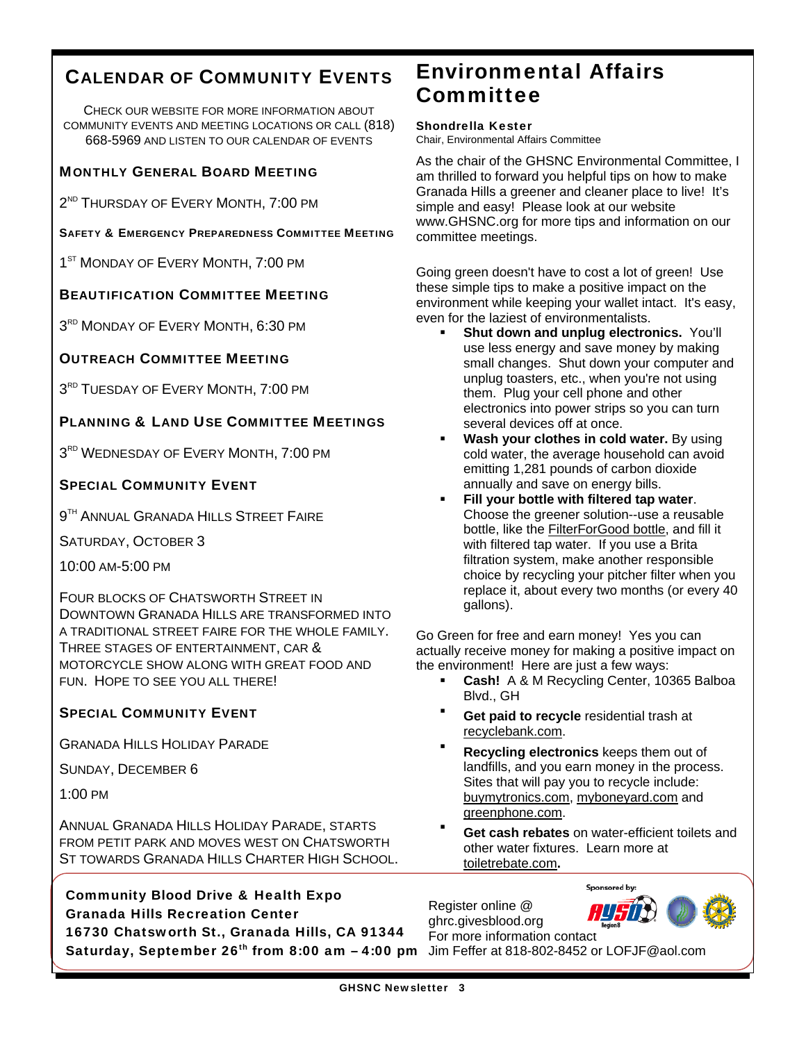## Calendar of Community Events

Check our website for more information about community events and meeting locations or call (818) 668-5969 and listen to our calendar of events

### Monthly General Board Meeting

2ND Thursday of Every Month, 7:00 PM

### Safety & Emergency Preparedness Committee Meeting

1ST Monday of Every Month, 7:00 PM

### Beautification Committee Meeting

3RD Monday of Every Month, 6:30 PM

### Outreach Committee Meeting

3RD Tuesday of Every Month, 7:00 PM

### Planning & Land Use Committee Meetings

3RD Wednesday of Every Month, 7:00 PM

### Special Community Event

9TH Annual Granada Hills Street Faire

Saturday, October 3

10:00 AM-5:00 PM

Four blocks of Chatsworth Street in Downtown Granada Hills are transformed into a traditional street faire for the whole family. Three stages of entertainment, car & motorcycle show along with great food and fun. Hope to see you all there!

### Special Community Event

Granada Hills Holiday Parade

Sunday, December 6

1:00 PM

Annual Granada Hills Holiday Parade, starts from Petit Park and moves west on Chatsworth St towards Granada Hills Charter High School.

## Environmental Affairs Committee

**Shondrella Kester**
Chair, Environmental Affairs Committee

As the chair of the GHSNC Environmental Committee, I am thrilled to forward you helpful tips on how to make Granada Hills a greener and cleaner place to live! It's simple and easy! Please look at our website www.GHSNC.org for more tips and information on our committee meetings.

Going green doesn't have to cost a lot of green! Use these simple tips to make a positive impact on the environment while keeping your wallet intact. It's easy, even for the laziest of environmentalists.

- **Shut down and unplug electronics.** You'll use less energy and save money by making small changes. Shut down your computer and unplug toasters, etc., when you're not using them. Plug your cell phone and other electronics into power strips so you can turn several devices off at once.
- **Wash your clothes in cold water.** By using cold water, the average household can avoid emitting 1,281 pounds of carbon dioxide annually and save on energy bills.
- **Fill your bottle with filtered tap water**. Choose the greener solution--use a reusable bottle, like the FilterForGood bottle, and fill it with filtered tap water. If you use a Brita filtration system, make another responsible choice by recycling your pitcher filter when you replace it, about every two months (or every 40 gallons).

Go Green for free and earn money! Yes you can actually receive money for making a positive impact on the environment! Here are just a few ways:

- **Cash!** A & M Recycling Center, 10365 Balboa Blvd., GH
- **Get paid to recycle** residential trash at recyclebank.com.
- **Recycling electronics** keeps them out of landfills, and you earn money in the process. Sites that will pay you to recycle include: buymytronics.com, myboneyard.com and greenphone.com.
- **Get cash rebates** on water-efficient toilets and other water fixtures. Learn more at toiletrebate.com**.**

**Community Blood Drive & Health Expo**
**Granada Hills Recreation Center**
**16730 Chatsworth St., Granada Hills, CA 91344**
**Saturday, September 26th from 8:00 am – 4:00 pm**

Register online @ ghrc.givesblood.org
For more information contact Jim Feffer at 818-802-8452 or LOFJF@aol.com

Sponsored by: AYSO Region 8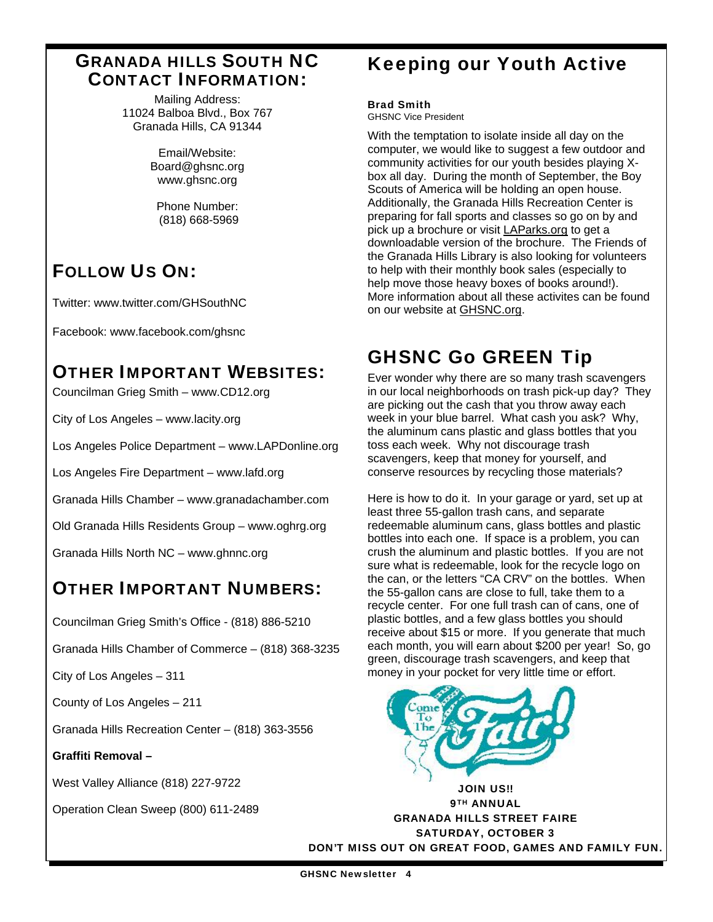## Granada Hills South NC Contact Information:

Mailing Address:
11024 Balboa Blvd., Box 767
Granada Hills, CA 91344

Email/Website:
Board@ghsnc.org
www.ghsnc.org

Phone Number:
(818) 668-5969

## Follow Us On:

Twitter: www.twitter.com/GHSouthNC

Facebook: www.facebook.com/ghsnc

## Other Important Websites:

Councilman Grieg Smith – www.CD12.org

City of Los Angeles – www.lacity.org

Los Angeles Police Department – www.LAPDonline.org

Los Angeles Fire Department – www.lafd.org

Granada Hills Chamber – www.granadachamber.com

Old Granada Hills Residents Group – www.oghrg.org

Granada Hills North NC – www.ghnnc.org

## Other Important Numbers:

Councilman Grieg Smith's Office - (818) 886-5210

Granada Hills Chamber of Commerce – (818) 368-3235

City of Los Angeles – 311

County of Los Angeles – 211

Granada Hills Recreation Center – (818) 363-3556

**Graffiti Removal –**

West Valley Alliance (818) 227-9722

Operation Clean Sweep (800) 611-2489

# Keeping our Youth Active

**Brad Smith**
GHSNC Vice President

With the temptation to isolate inside all day on the computer, we would like to suggest a few outdoor and community activities for our youth besides playing X-box all day. During the month of September, the Boy Scouts of America will be holding an open house. Additionally, the Granada Hills Recreation Center is preparing for fall sports and classes so go on by and pick up a brochure or visit LAParks.org to get a downloadable version of the brochure. The Friends of the Granada Hills Library is also looking for volunteers to help with their monthly book sales (especially to help move those heavy boxes of books around!). More information about all these activites can be found on our website at GHSNC.org.

# GHSNC Go GREEN Tip

Ever wonder why there are so many trash scavengers in our local neighborhoods on trash pick-up day? They are picking out the cash that you throw away each week in your blue barrel. What cash you ask? Why, the aluminum cans plastic and glass bottles that you toss each week. Why not discourage trash scavengers, keep that money for yourself, and conserve resources by recycling those materials?

Here is how to do it. In your garage or yard, set up at least three 55-gallon trash cans, and separate redeemable aluminum cans, glass bottles and plastic bottles into each one. If space is a problem, you can crush the aluminum and plastic bottles. If you are not sure what is redeemable, look for the recycle logo on the can, or the letters "CA CRV" on the bottles. When the 55-gallon cans are close to full, take them to a recycle center. For one full trash can of cans, one of plastic bottles, and a few glass bottles you should receive about $15 or more. If you generate that much each month, you will earn about $200 per year! So, go green, discourage trash scavengers, and keep that money in your pocket for very little time or effort.

Come To The Fair!

**JOIN US!!**
**9TH ANNUAL**
**GRANADA HILLS STREET FAIRE**
**SATURDAY, OCTOBER 3**
**DON'T MISS OUT ON GREAT FOOD, GAMES AND FAMILY FUN.**